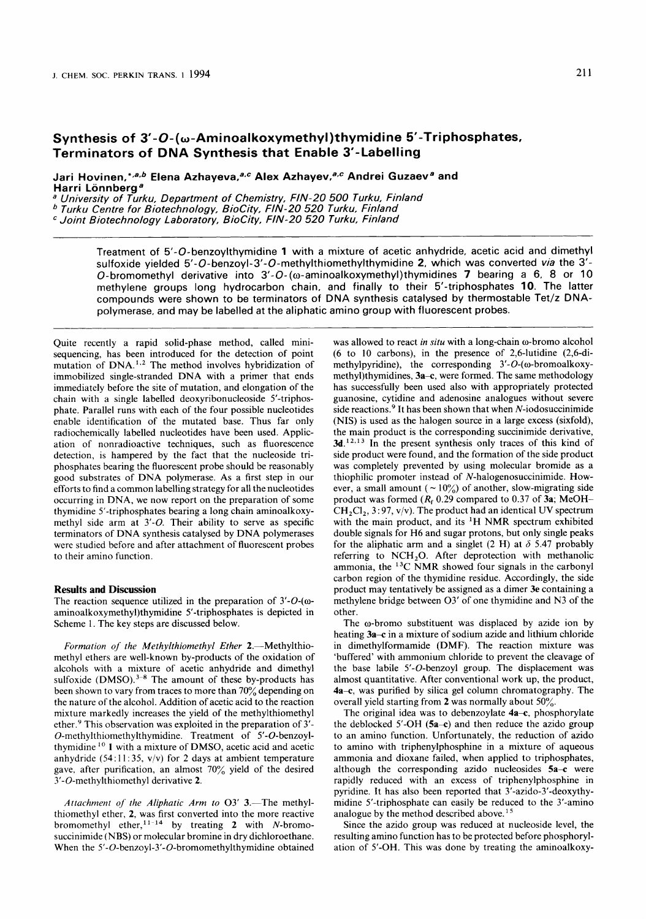# Synthesis of 3′-*O*-(ω-Aminoalkoxymethyl)thymidine 5′-Triphosphates, Terminators of DNA Synthesis that Enable 3′-Labelling

**Jari Hovinen,**[*,a,b] **Elena Azhayeva,**[a,c] **Alex Azhayev,**[a,c] **Andrei Guzaev**[a] **and Harri Lönnberg**[a]

[a] *University of Turku, Department of Chemistry, FIN-20 500 Turku, Finland*
[b] *Turku Centre for Biotechnology, BioCity, FIN-20 520 Turku, Finland*
[c] *Joint Biotechnology Laboratory, BioCity, FIN-20 520 Turku, Finland*

Treatment of 5′-*O*-benzoylthymidine **1** with a mixture of acetic anhydride, acetic acid and dimethyl sulfoxide yielded 5′-*O*-benzoyl-3′-*O*-methylthiomethylthymidine **2**, which was converted *via* the 3′-*O*-bromomethyl derivative into 3′-*O*-(ω-aminoalkoxymethyl)thymidines **7** bearing a 6, 8 or 10 methylene groups long hydrocarbon chain, and finally to their 5′-triphosphates **10**. The latter compounds were shown to be terminators of DNA synthesis catalysed by thermostable Tet/z DNA-polymerase, and may be labelled at the aliphatic amino group with fluorescent probes.

Quite recently a rapid solid-phase method, called mini-sequencing, has been introduced for the detection of point mutation of DNA.[1,2] The method involves hybridization of immobilized single-stranded DNA with a primer that ends immediately before the site of mutation, and elongation of the chain with a single labelled deoxyribonucleoside 5′-triphosphate. Parallel runs with each of the four possible nucleotides enable identification of the mutated base. Thus far only radiochemically labelled nucleotides have been used. Application of nonradioactive techniques, such as fluorescence detection, is hampered by the fact that the nucleoside triphosphates bearing the fluorescent probe should be reasonably good substrates of DNA polymerase. As a first step in our efforts to find a common labelling strategy for all the nucleotides occurring in DNA, we now report on the preparation of some thymidine 5′-triphosphates bearing a long chain aminoalkoxymethyl side arm at 3′-*O*. Their ability to serve as specific terminators of DNA synthesis catalysed by DNA polymerases were studied before and after attachment of fluorescent probes to their amino function.

## Results and Discussion

The reaction sequence utilized in the preparation of 3′-*O*-(ω-aminoalkoxymethyl)thymidine 5′-triphosphates is depicted in Scheme 1. The key steps are discussed below.

*Formation of the Methylthiomethyl Ether* **2**.—Methylthiomethyl ethers are well-known by-products of the oxidation of alcohols with a mixture of acetic anhydride and dimethyl sulfoxide (DMSO).[3–8] The amount of these by-products has been shown to vary from traces to more than 70% depending on the nature of the alcohol. Addition of acetic acid to the reaction mixture markedly increases the yield of the methylthiomethyl ether.[9] This observation was exploited in the preparation of 3′-*O*-methylthiomethylthymidine. Treatment of 5′-*O*-benzoylthymidine[10] **1** with a mixture of DMSO, acetic acid and acetic anhydride (54:11:35, v/v) for 2 days at ambient temperature gave, after purification, an almost 70% yield of the desired 3′-*O*-methylthiomethyl derivative **2**.

*Attachment of the Aliphatic Arm to O3′* **3**.—The methylthiomethyl ether, **2**, was first converted into the more reactive bromomethyl ether,[11–14] by treating **2** with *N*-bromosuccinimide (NBS) or molecular bromine in dry dichloroethane. When the 5′-*O*-benzoyl-3′-*O*-bromomethylthymidine obtained was allowed to react *in situ* with a long-chain ω-bromo alcohol (6 to 10 carbons), in the presence of 2,6-lutidine (2,6-dimethylpyridine), the corresponding 3′-*O*-(ω-bromoalkoxymethyl)thymidines, **3a–c**, were formed. The same methodology has successfully been used also with appropriately protected guanosine, cytidine and adenosine analogues without severe side reactions.[9] It has been shown that when *N*-iodosuccinimide (NIS) is used as the halogen source in a large excess (sixfold), the main product is the corresponding succinimide derivative, **3d**.[12,13] In the present synthesis only traces of this kind of side product were found, and the formation of the side product was completely prevented by using molecular bromide as a thiophilic promoter instead of *N*-halogenosuccinimide. However, a small amount (~ 10%) of another, slow-migrating side product was formed ($R_f$ 0.29 compared to 0.37 of **3a**; MeOH–$CH_2Cl_2$, 3:97, v/v). The product had an identical UV spectrum with the main product, and its $^1H$ NMR spectrum exhibited double signals for H6 and sugar protons, but only single peaks for the aliphatic arm and a singlet (2 H) at $\delta$ 5.47 probably referring to $NCH_2O$. After deprotection with methanolic ammonia, the $^{13}C$ NMR showed four signals in the carbonyl carbon region of the thymidine residue. Accordingly, the side product may tentatively be assigned as a dimer **3e** containing a methylene bridge between O3′ of one thymidine and N3 of the other.

The ω-bromo substituent was displaced by azide ion by heating **3a–c** in a mixture of sodium azide and lithium chloride in dimethylformamide (DMF). The reaction mixture was 'buffered' with ammonium chloride to prevent the cleavage of the base labile 5′-*O*-benzoyl group. The displacement was almost quantitative. After conventional work up, the product, **4a–c**, was purified by silica gel column chromatography. The overall yield starting from **2** was normally about 50%.

The original idea was to debenzoylate **4a–c**, phosphorylate the deblocked 5′-OH (**5a–c**) and then reduce the azido group to an amino function. Unfortunately, the reduction of azido to amino with triphenylphosphine in a mixture of aqueous ammonia and dioxane failed, when applied to triphosphates, although the corresponding azido nucleosides **5a–c** were rapidly reduced with an excess of triphenylphosphine in pyridine. It has also been reported that 3′-azido-3′-deoxythymidine 5′-triphosphate can easily be reduced to the 3′-amino analogue by the method described above.[15]

Since the azido group was reduced at nucleoside level, the resulting amino function has to be protected before phosphorylation of 5′-OH. This was done by treating the aminoalkoxy-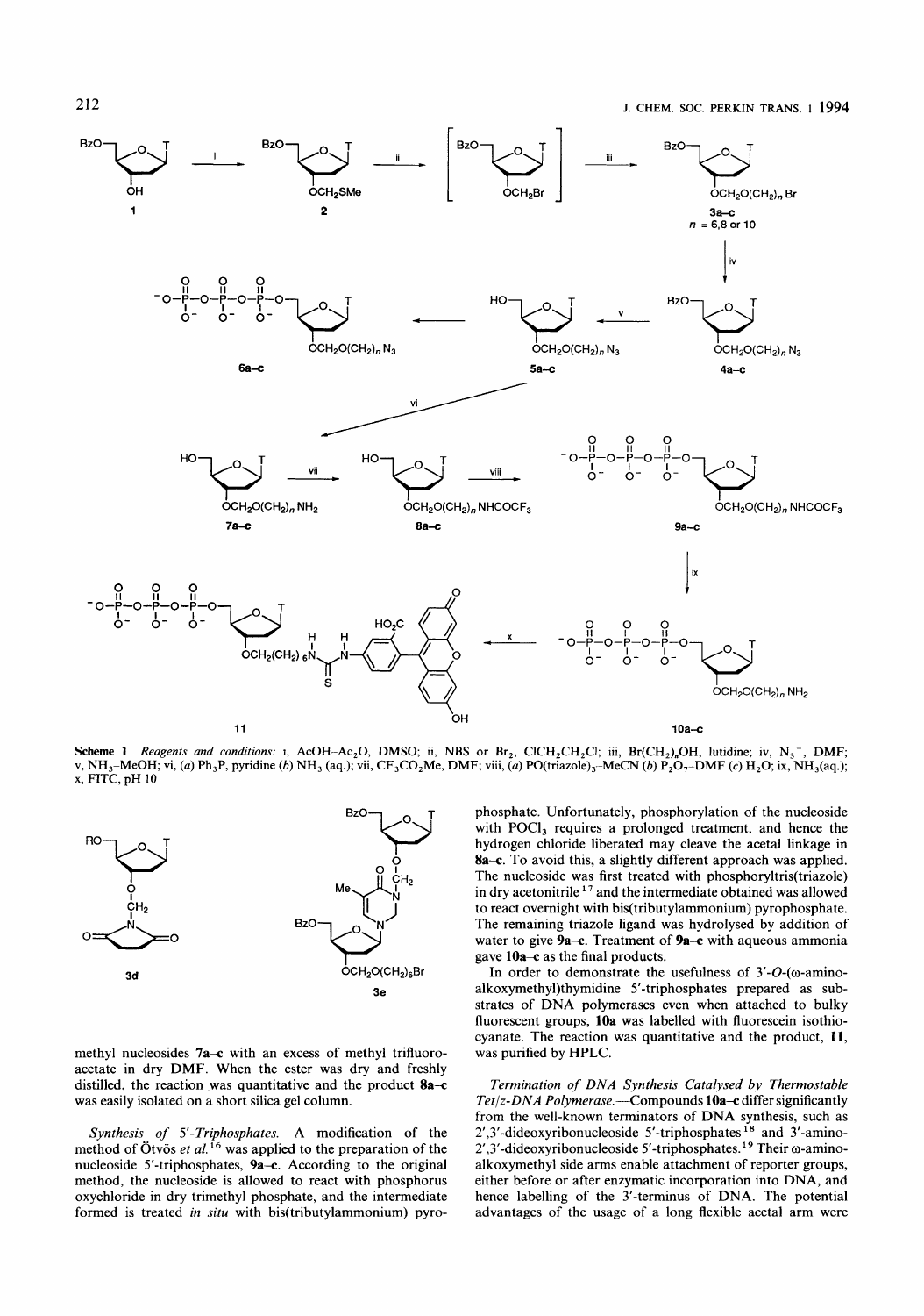**Scheme 1** *Reagents and conditions:* i, AcOH–$Ac_2O$, DMSO; ii, NBS or $Br_2$, $ClCH_2CH_2Cl$; iii, $Br(CH_2)_nOH$, lutidine; iv, $N_3^-$, DMF; v, $NH_3$–MeOH; vi, (*a*) $Ph_3P$, pyridine (*b*) $NH_3$ (aq.); vii, $CF_3CO_2Me$, DMF; viii, (*a*) $PO(triazole)_3$–MeCN (*b*) $P_2O_7$–DMF (*c*) $H_2O$; ix, $NH_3$(aq.); x, FITC, pH 10

methyl nucleosides **7a–c** with an excess of methyl trifluoroacetate in dry DMF. When the ester was dry and freshly distilled, the reaction was quantitative and the product **8a–c** was easily isolated on a short silica gel column.

*Synthesis of 5′-Triphosphates.*—A modification of the method of Ötvös *et al.*[16] was applied to the preparation of the nucleoside 5′-triphosphates, **9a–c**. According to the original method, the nucleoside is allowed to react with phosphorus oxychloride in dry trimethyl phosphate, and the intermediate formed is treated *in situ* with bis(tributylammonium) pyrophosphate. Unfortunately, phosphorylation of the nucleoside with $POCl_3$ requires a prolonged treatment, and hence the hydrogen chloride liberated may cleave the acetal linkage in **8a–c**. To avoid this, a slightly different approach was applied. The nucleoside was first treated with phosphoryltris(triazole) in dry acetonitrile[17] and the intermediate obtained was allowed to react overnight with bis(tributylammonium) pyrophosphate. The remaining triazole ligand was hydrolysed by addition of water to give **9a–c**. Treatment of **9a–c** with aqueous ammonia gave **10a–c** as the final products.

In order to demonstrate the usefulness of 3′-*O*-(ω-amino-alkoxymethyl)thymidine 5′-triphosphates prepared as substrates of DNA polymerases even when attached to bulky fluorescent groups, **10a** was labelled with fluorescein isothiocyanate. The reaction was quantitative and the product, **11**, was purified by HPLC.

*Termination of DNA Synthesis Catalysed by Thermostable Tet/z-DNA Polymerase.*—Compounds **10a–c** differ significantly from the well-known terminators of DNA synthesis, such as 2′,3′-dideoxyribonucleoside 5′-triphosphates[18] and 3′-amino-2′,3′-dideoxyribonucleoside 5′-triphosphates.[19] Their ω-amino-alkoxymethyl side arms enable attachment of reporter groups, either before or after enzymatic incorporation into DNA, and hence labelling of the 3′-terminus of DNA. The potential advantages of the usage of a long flexible acetal arm were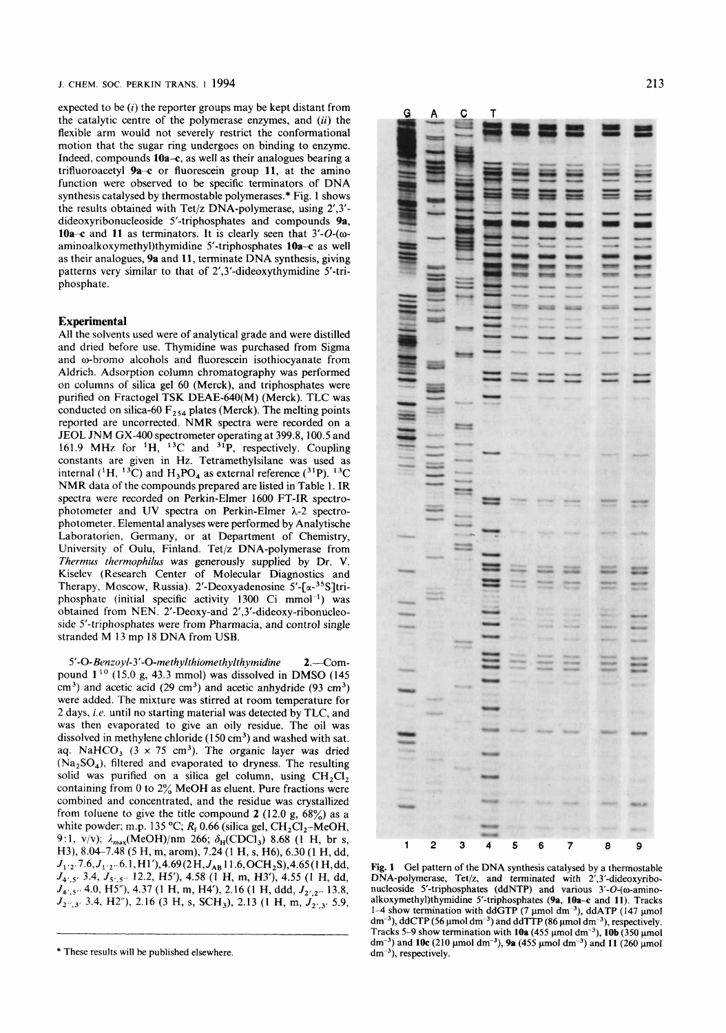expected to be (i) the reporter groups may be kept distant from the catalytic centre of the polymerase enzymes, and (ii) the flexible arm would not severely restrict the conformational motion that the sugar ring undergoes on binding to enzyme. Indeed, compounds **10a–c**, as well as their analogues bearing a trifluoroacetyl **9a–c** or fluorescein group **11**, at the amino function were observed to be specific terminators of DNA synthesis catalysed by thermostable polymerases.* Fig. 1 shows the results obtained with Tet/z DNA-polymerase, using 2′,3′-dideoxyribonucleoside 5′-triphosphates and compounds **9a**, **10a–c** and **11** as terminators. It is clearly seen that 3′-*O*-(ω-aminoalkoxymethyl)thymidine 5′-triphosphates **10a–c** as well as their analogues, **9a** and **11**, terminate DNA synthesis, giving patterns very similar to that of 2′,3′-dideoxythymidine 5′-triphosphate.

Fig. 1 Gel pattern of the DNA synthesis catalysed by a thermostable DNA-polymerase, Tet/z, and terminated with 2′,3′-dideoxyribonucleoside 5′-triphosphates (ddNTP) and various 3′-*O*-(ω-aminoalkoxymethyl)thymidine 5′-triphosphates (**9a**, **10a–c** and **11**). Tracks 1–4 show termination with ddGTP (7 μmol $dm^{-3}$), ddATP (147 μmol $dm^{-3}$), ddCTP (56 μmol $dm^{-3}$) and ddTTP (86 μmol $dm^{-3}$), respectively. Tracks 5–9 show termination with **10a** (455 μmol $dm^{-3}$), **10b** (350 μmol $dm^{-3}$) and **10c** (210 μmol $dm^{-3}$), **9a** (455 μmol $dm^{-3}$) and **11** (260 μmol $dm^{-3}$), respectively.

## Experimental

All the solvents used were of analytical grade and were distilled and dried before use. Thymidine was purchased from Sigma and ω-bromo alcohols and fluorescein isothiocyanate from Aldrich. Adsorption column chromatography was performed on columns of silica gel 60 (Merck), and triphosphates were purified on Fractogel TSK DEAE-640(M) (Merck). TLC was conducted on silica-60 $F_{254}$ plates (Merck). The melting points reported are uncorrected. NMR spectra were recorded on a JEOL JNM GX-400 spectrometer operating at 399.8, 100.5 and 161.9 MHz for $^1H$, $^{13}C$ and $^{31}P$, respectively. Coupling constants are given in Hz. Tetramethylsilane was used as internal ($^1H$, $^{13}C$) and $H_3PO_4$ as external reference ($^{31}P$). $^{13}C$ NMR data of the compounds prepared are listed in Table 1. IR spectra were recorded on Perkin-Elmer 1600 FT-IR spectrophotometer and UV spectra on Perkin-Elmer λ-2 spectrophotometer. Elemental analyses were performed by Analytische Laboratorien, Germany, or at Department of Chemistry, University of Oulu, Finland. Tet/z DNA-polymerase from *Thermus thermophilus* was generously supplied by Dr. V. Kiselev (Research Center of Molecular Diagnostics and Therapy, Moscow, Russia). 2′-Deoxyadenosine 5′-[α-$^{35}$S]triphosphate (initial specific activity 1300 Ci $mmol^{-1}$) was obtained from NEN. 2′-Deoxy-and 2′,3′-dideoxy-ribonucleoside 5′-triphosphates were from Pharmacia, and control single stranded M 13 mp 18 DNA from USB.

*5′-O-Benzoyl-3′-O-methylthiomethylthymidine* **2**.—Compound **1**[10] (15.0 g, 43.3 mmol) was dissolved in DMSO (145 $cm^3$) and acetic acid (29 $cm^3$) and acetic anhydride (93 $cm^3$) were added. The mixture was stirred at room temperature for 2 days, *i.e.* until no starting material was detected by TLC, and was then evaporated to give an oily residue. The oil was dissolved in methylene chloride (150 $cm^3$) and washed with sat. aq. $NaHCO_3$ (3 × 75 $cm^3$). The organic layer was dried ($Na_2SO_4$), filtered and evaporated to dryness. The resulting solid was purified on a silica gel column, using $CH_2Cl_2$ containing from 0 to 2% MeOH as eluent. Pure fractions were combined and concentrated, and the residue was crystallized from toluene to give the title compound **2** (12.0 g, 68%) as a white powder; m.p. 135 °C; $R_f$ 0.66 (silica gel, $CH_2Cl_2$–MeOH, 9:1, v/v); $\lambda_{max}$(MeOH)/nm 266; $\delta_H$($CDCl_3$) 8.68 (1 H, br s, H3), 8.04–7.48 (5 H, m, arom), 7.24 (1 H, s, H6), 6.30 (1 H, dd, $J_{1',2'}$ 7.6, $J_{1',2''}$ 6.1, H1′), 4.69 (2 H, $J_{AB}$ 11.6, $OCH_2S$), 4.65 (1 H, dd, $J_{4',5'}$ 3.4, $J_{5',5''}$ 12.2, H5′), 4.58 (1 H, m, H3′), 4.55 (1 H, dd, $J_{4',5''}$ 4.0, H5″), 4.37 (1 H, m, H4′), 2.16 (1 H, ddd, $J_{2'',2'}$ 13.8, $J_{2'',3'}$ 3.4, H2″), 2.16 (3 H, s, $SCH_3$), 2.13 (1 H, m, $J_{2',3'}$ 5.9,

* These results will be published elsewhere.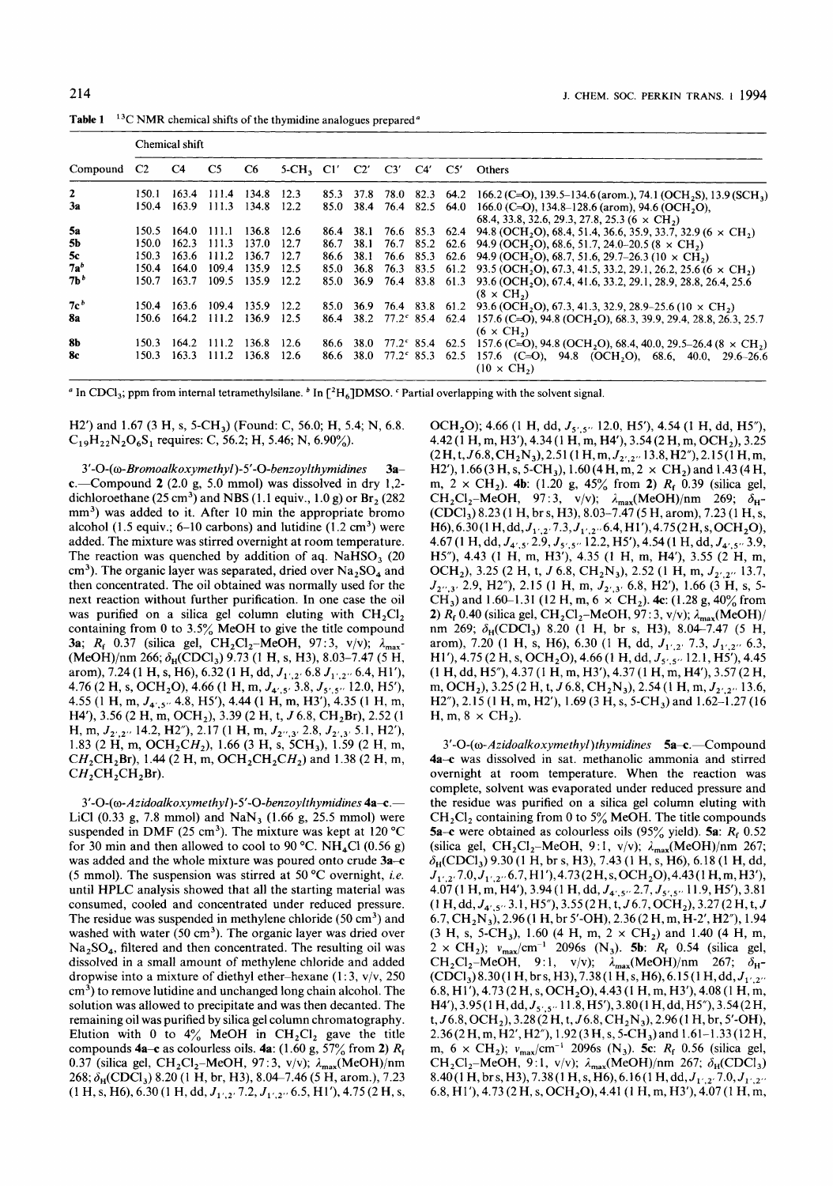**Table 1** $^{13}$C NMR chemical shifts of the thymidine analogues prepared[a]

| Compound | Chemical shift C2 | C4 | C5 | C6 | 5-CH$_3$ | C1' | C2' | C3' | C4' | C5' | Others |
|---|---|---|---|---|---|---|---|---|---|---|---|
| **2** | 150.1 | 163.4 | 111.4 | 134.8 | 12.3 | 85.3 | 37.8 | 78.0 | 82.3 | 64.2 | 166.2 (C=O), 139.5–134.6 (arom.), 74.1 (OCH$_2$S), 13.9 (SCH$_3$) |
| **3a** | 150.4 | 163.9 | 111.3 | 134.8 | 12.2 | 85.0 | 38.4 | 76.4 | 82.5 | 64.0 | 166.0 (C=O), 134.8–128.6 (arom), 94.6 (OCH$_2$O), 68.4, 33.8, 32.6, 29.3, 27.8, 25.3 (6 × CH$_2$) |
| **5a** | 150.5 | 164.0 | 111.1 | 136.8 | 12.6 | 86.4 | 38.1 | 76.6 | 85.3 | 62.4 | 94.8 (OCH$_2$O), 68.4, 51.4, 36.6, 35.9, 33.7, 32.9 (6 × CH$_2$) |
| **5b** | 150.0 | 162.3 | 111.3 | 137.0 | 12.7 | 86.7 | 38.1 | 76.7 | 85.2 | 62.6 | 94.9 (OCH$_2$O), 68.6, 51.7, 24.0–20.5 (8 × CH$_2$) |
| **5c** | 150.3 | 163.6 | 111.2 | 136.7 | 12.7 | 86.6 | 38.1 | 76.6 | 85.3 | 62.6 | 94.9 (OCH$_2$O), 68.7, 51.6, 29.7–26.3 (10 × CH$_2$) |
| **7a**[b] | 150.4 | 164.0 | 109.4 | 135.9 | 12.5 | 85.0 | 36.8 | 76.3 | 83.5 | 61.2 | 93.5 (OCH$_2$O), 67.3, 41.5, 33.2, 29.1, 26.2, 25.6 (6 × CH$_2$) |
| **7b**[b] | 150.7 | 163.7 | 109.5 | 135.9 | 12.2 | 85.0 | 36.9 | 76.4 | 83.8 | 61.3 | 93.6 (OCH$_2$O), 67.4, 41.6, 33.2, 29.1, 28.9, 28.8, 26.4, 25.6 (8 × CH$_2$) |
| **7c**[b] | 150.4 | 163.6 | 109.4 | 135.9 | 12.2 | 85.0 | 36.9 | 76.4 | 83.8 | 61.2 | 93.6 (OCH$_2$O), 67.3, 41.3, 32.9, 28.9–25.6 (10 × CH$_2$) |
| **8a** | 150.6 | 164.2 | 111.2 | 136.9 | 12.5 | 86.4 | 38.2 | 77.2[c] | 85.4 | 62.4 | 157.6 (C=O), 94.8 (OCH$_2$O), 68.3, 39.9, 29.4, 28.8, 26.3, 25.7 (6 × CH$_2$) |
| **8b** | 150.3 | 164.2 | 111.2 | 136.8 | 12.6 | 86.6 | 38.0 | 77.2[c] | 85.4 | 62.5 | 157.6 (C=O), 94.8 (OCH$_2$O), 68.4, 40.0, 29.5–26.4 (8 × CH$_2$) |
| **8c** | 150.3 | 163.3 | 111.2 | 136.8 | 12.6 | 86.6 | 38.0 | 77.2[c] | 85.3 | 62.5 | 157.6 (C=O), 94.8 (OCH$_2$O), 68.6, 40.0, 29.6–26.6 (10 × CH$_2$) |

[a] In CDCl$_3$; ppm from internal tetramethylsilane. [b] In [$^2$H$_6$]DMSO. [c] Partial overlapping with the solvent signal.

H2') and 1.67 (3 H, s, 5-CH$_3$) (Found: C, 56.0; H, 5.4; N, 6.8. $C_{19}H_{22}N_2O_6S_1$ requires: C, 56.2; H, 5.46; N, 6.90%).

*3'-O-(ω-Bromoalkoxymethyl)-5'-O-benzoylthymidines* **3a–c**.—Compound **2** (2.0 g, 5.0 mmol) was dissolved in dry 1,2-dichloroethane (25 cm$^3$) and NBS (1.1 equiv., 1.0 g) or Br$_2$ (282 mm$^3$) was added to it. After 10 min the appropriate bromo alcohol (1.5 equiv.; 6–10 carbons) and lutidine (1.2 cm$^3$) were added. The mixture was stirred overnight at room temperature. The reaction was quenched by addition of aq. NaHSO$_3$ (20 cm$^3$). The organic layer was separated, dried over Na$_2$SO$_4$ and then concentrated. The oil obtained was normally used for the next reaction without further purification. In one case the oil was purified on a silica gel column eluting with CH$_2$Cl$_2$ containing from 0 to 3.5% MeOH to give the title compound **3a**; $R_f$ 0.37 (silica gel, CH$_2$Cl$_2$–MeOH, 97:3, v/v); $\lambda_{max}$(MeOH)/nm 266; $\delta_H$(CDCl$_3$) 9.73 (1 H, s, H3), 8.03–7.47 (5 H, arom), 7.24 (1 H, s, H6), 6.32 (1 H, dd, $J_{1',2'}$ 6.8 $J_{1',2''}$ 6.4, H1'), 4.76 (2 H, s, OCH$_2$O), 4.66 (1 H, m, $J_{4',5'}$ 3.8, $J_{5',5''}$ 12.0, H5'), 4.55 (1 H, m, $J_{4',5''}$ 4.8, H5'), 4.44 (1 H, m, H3'), 4.35 (1 H, m, H4'), 3.56 (2 H, m, OCH$_2$), 3.39 (2 H, t, $J$ 6.8, CH$_2$Br), 2.52 (1 H, m, $J_{2',2''}$ 14.2, H2''), 2.17 (1 H, m, $J_{2'',3'}$ 2.8, $J_{2',3'}$ 5.1, H2'), 1.83 (2 H, m, OCH$_2$C*H*$_2$), 1.66 (3 H, s, 5CH$_3$), 1.59 (2 H, m, C*H*$_2$CH$_2$Br), 1.44 (2 H, m, OCH$_2$CH$_2$C*H*$_2$) and 1.38 (2 H, m, C*H*$_2$CH$_2$CH$_2$Br).

*3'-O-(ω-Azidoalkoxymethyl)-5'-O-benzoylthymidines* **4a–c**.—LiCl (0.33 g, 7.8 mmol) and NaN$_3$ (1.66 g, 25.5 mmol) were suspended in DMF (25 cm$^3$). The mixture was kept at 120 °C for 30 min and then allowed to cool to 90 °C. NH$_4$Cl (0.56 g) was added and the whole mixture was poured onto crude **3a–c** (5 mmol). The suspension was stirred at 50 °C overnight, *i.e.* until HPLC analysis showed that all the starting material was consumed, cooled and concentrated under reduced pressure. The residue was suspended in methylene chloride (50 cm$^3$) and washed with water (50 cm$^3$). The organic layer was dried over Na$_2$SO$_4$, filtered and then concentrated. The resulting oil was dissolved in a small amount of methylene chloride and added dropwise into a mixture of diethyl ether–hexane (1:3, v/v, 250 cm$^3$) to remove lutidine and unchanged long chain alcohol. The solution was allowed to precipitate and was then decanted. The remaining oil was purified by silica gel column chromatography. Elution with 0 to 4% MeOH in CH$_2$Cl$_2$ gave the title compounds **4a–c** as colourless oils. **4a**: (1.60 g, 57% from **2**) $R_f$ 0.37 (silica gel, CH$_2$Cl$_2$–MeOH, 97:3, v/v); $\lambda_{max}$(MeOH)/nm 268; $\delta_H$(CDCl$_3$) 8.20 (1 H, br, H3), 8.04–7.46 (5 H, arom.), 7.23 (1 H, s, H6), 6.30 (1 H, dd, $J_{1',2'}$ 7.2, $J_{1',2''}$ 6.5, H1'), 4.75 (2 H, s, OCH$_2$O); 4.66 (1 H, dd, $J_{5',5''}$ 12.0, H5'), 4.54 (1 H, dd, H5''), 4.42 (1 H, m, H3'), 4.34 (1 H, m, H4'), 3.54 (2 H, m, OCH$_2$), 3.25 (2 H, t, $J$ 6.8, CH$_2$N$_3$), 2.51 (1 H, m, $J_{2',2''}$ 13.8, H2''), 2.15 (1 H, m, H2'), 1.66 (3 H, s, 5-CH$_3$), 1.60 (4 H, m, 2 × CH$_2$) and 1.43 (4 H, m, 2 × CH$_2$). **4b**: (1.20 g, 45% from **2**) $R_f$ 0.39 (silica gel, CH$_2$Cl$_2$–MeOH, 97:3, v/v); $\lambda_{max}$(MeOH)/nm 269; $\delta_H$(CDCl$_3$) 8.23 (1 H, br s, H3), 8.03–7.47 (5 H, arom), 7.23 (1 H, s, H6), 6.30 (1 H, dd, $J_{1',2'}$ 7.3, $J_{1',2''}$ 6.4, H1'), 4.75 (2 H, s, OCH$_2$O), 4.67 (1 H, dd, $J_{4',5'}$ 2.9, $J_{5',5''}$ 12.2, H5'), 4.54 (1 H, dd, $J_{4',5''}$ 3.9, H5''), 4.43 (1 H, m, H3'), 4.35 (1 H, m, H4'), 3.55 (2 H, m, OCH$_2$), 3.25 (2 H, t, $J$ 6.8, CH$_2$N$_3$), 2.52 (1 H, m, $J_{2',2''}$ 13.7, $J_{2'',3'}$ 2.9, H2''), 2.15 (1 H, m, $J_{2',3'}$ 6.8, H2'), 1.66 (3 H, s, 5-CH$_3$) and 1.60–1.31 (12 H, m, 6 × CH$_2$). **4c**: (1.28 g, 40% from **2**) $R_f$ 0.40 (silica gel, CH$_2$Cl$_2$–MeOH, 97:3, v/v); $\lambda_{max}$(MeOH)/nm 269; $\delta_H$(CDCl$_3$) 8.20 (1 H, br s, H3), 8.04–7.47 (5 H, arom), 7.20 (1 H, s, H6), 6.30 (1 H, dd, $J_{1',2'}$ 7.3, $J_{1',2''}$ 6.3, H1'), 4.75 (2 H, s, OCH$_2$O), 4.66 (1 H, dd, $J_{5',5''}$ 12.1, H5'), 4.45 (1 H, dd, H5''), 4.37 (1 H, m, H3'), 4.37 (1 H, m, H4'), 3.57 (2 H, m, OCH$_2$), 3.25 (2 H, t, $J$ 6.8, CH$_2$N$_3$), 2.54 (1 H, m, $J_{2',2''}$ 13.6, H2''), 2.15 (1 H, m, H2'), 1.69 (3 H, s, 5-CH$_3$) and 1.62–1.27 (16 H, m, 8 × CH$_2$).

*3'-O-(ω-Azidoalkoxymethyl)thymidines* **5a–c**.—Compound **4a–c** was dissolved in sat. methanolic ammonia and stirred overnight at room temperature. When the reaction was complete, solvent was evaporated under reduced pressure and the residue was purified on a silica gel column eluting with CH$_2$Cl$_2$ containing from 0 to 5% MeOH. The title compounds **5a–c** were obtained as colourless oils (95% yield). **5a**: $R_f$ 0.52 (silica gel, CH$_2$Cl$_2$–MeOH, 9:1, v/v); $\lambda_{max}$(MeOH)/nm 267; $\delta_H$(CDCl$_3$) 9.30 (1 H, br s, H3), 7.43 (1 H, s, H6), 6.18 (1 H, dd, $J_{1',2'}$ 7.0, $J_{1',2''}$ 6.7, H1'), 4.73 (2 H, s, OCH$_2$O), 4.43 (1 H, m, H3'), 4.07 (1 H, m, H4'), 3.94 (1 H, dd, $J_{4',5'}$ 2.7, $J_{5',5''}$ 11.9, H5'), 3.81 (1 H, dd, $J_{4',5''}$ 3.1, H5''), 3.55 (2 H, t, $J$ 6.7, OCH$_2$), 3.27 (2 H, t, $J$ 6.7, CH$_2$N$_3$), 2.96 (1 H, br 5'-OH), 2.36 (2 H, m, H-2', H2''), 1.94 (3 H, s, 5-CH$_3$), 1.60 (4 H, m, 2 × CH$_2$) and 1.40 (4 H, m, 6 × CH$_2$); $\nu_{max}$/cm$^{-1}$ 2096s (N$_3$). **5b**: $R_f$ 0.54 (silica gel, CH$_2$Cl$_2$–MeOH, 9:1, v/v); $\lambda_{max}$(MeOH)/nm 267; $\delta_H$(CDCl$_3$) 8.30 (1 H, br s, H3), 7.38 (1 H, s, H6), 6.15 (1 H, dd, $J_{1',2''}$ 6.8, H1'), 4.73 (2 H, s, OCH$_2$O), 4.43 (1 H, m, H3'), 4.08 (1 H, m, H4'), 3.95 (1 H, dd, $J_{5',5''}$ 11.8, H5'), 3.80 (1 H, dd, H5''), 3.54 (2 H, t, $J$ 6.8, OCH$_2$), 3.28 (2 H, t, $J$ 6.8, CH$_2$N$_3$), 2.96 (1 H, br, 5'-OH), 2.36 (2 H, m, H2', H2''), 1.92 (3 H, s, 5-CH$_3$) and 1.61–1.33 (12 H, m, 6 × CH$_2$); $\nu_{max}$/cm$^{-1}$ 2096s (N$_3$). **5c**: $R_f$ 0.56 (silica gel, CH$_2$Cl$_2$–MeOH, 9:1, v/v); $\lambda_{max}$(MeOH)/nm 267; $\delta_H$(CDCl$_3$) 8.40 (1 H, br s, H3), 7.38 (1 H, s, H6), 6.16 (1 H, dd, $J_{1',2'}$ 7.0, $J_{1',2''}$ 6.8, H1'), 4.73 (2 H, s, OCH$_2$O), 4.41 (1 H, m, H3'), 4.07 (1 H, m,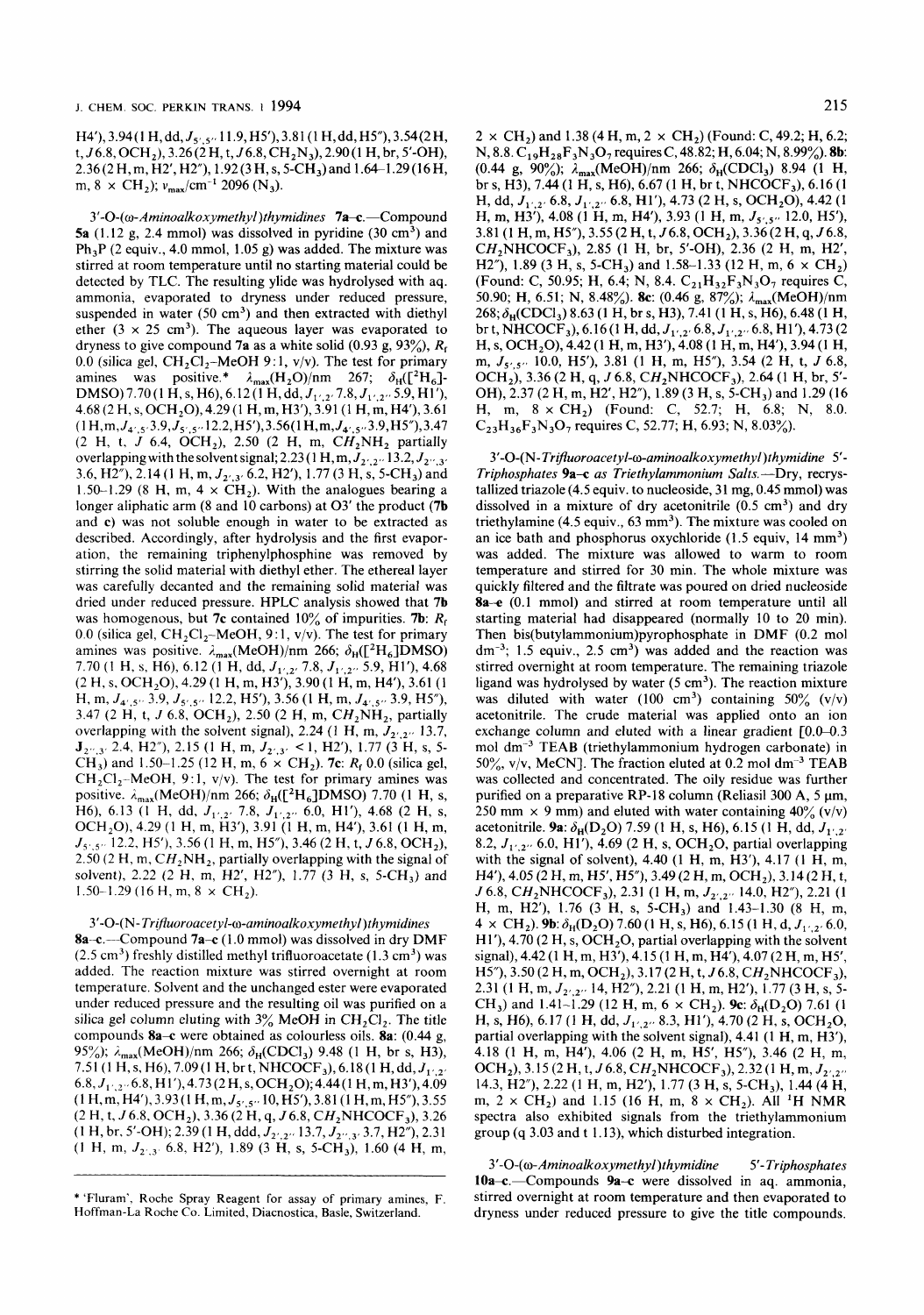H4'), 3.94 (1 H, dd, $J_{5',5''}$ 11.9, H5'), 3.81 (1 H, dd, H5''), 3.54 (2 H, t, $J$ 6.8, $OCH_2$), 3.26 (2 H, t, $J$ 6.8, $CH_2N_3$), 2.90 (1 H, br, 5'-OH), 2.36 (2 H, m, H2', H2''), 1.92 (3 H, s, 5-$CH_3$) and 1.64–1.29 (16 H, m, 8 × $CH_2$); $\nu_{max}$/cm$^{-1}$ 2096 ($N_3$).

*3'-O-(ω-Aminoalkoxymethyl)thymidines* **7a–c**.—Compound **5a** (1.12 g, 2.4 mmol) was dissolved in pyridine (30 cm$^3$) and $Ph_3P$ (2 equiv., 4.0 mmol, 1.05 g) was added. The mixture was stirred at room temperature until no starting material could be detected by TLC. The resulting ylide was hydrolysed with aq. ammonia, evaporated to dryness under reduced pressure, suspended in water (50 cm$^3$) and then extracted with diethyl ether (3 × 25 cm$^3$). The aqueous layer was evaporated to dryness to give compound **7a** as a white solid (0.93 g, 93%), $R_f$ 0.0 (silica gel, $CH_2Cl_2$–MeOH 9:1, v/v). The test for primary amines was positive.* $\lambda_{max}(H_2O)$/nm 267; $\delta_H$([$^2H_6$]-DMSO) 7.70 (1 H, s, H6), 6.12 (1 H, dd, $J_{1',2'}$ 7.8, $J_{1',2''}$ 5.9, H1'), 4.68 (2 H, s, $OCH_2O$), 4.29 (1 H, m, H3'), 3.91 (1 H, m, H4'), 3.61 (1 H, m, $J_{4',5'}$ 3.9, $J_{5',5''}$ 12.2, H5'), 3.56 (1 H, m, $J_{4',5''}$ 3.9, H5''), 3.47 (2 H, t, $J$ 6.4, $OCH_2$), 2.50 (2 H, m, $CH_2NH_2$ partially overlapping with the solvent signal; 2.23 (1 H, m, $J_{2'',2'}$ 13.2, $J_{2'',3'}$ 3.6, H2''), 2.14 (1 H, m, $J_{2',3'}$ 6.2, H2'), 1.77 (3 H, s, 5-$CH_3$) and 1.50–1.29 (8 H, m, 4 × $CH_2$). With the analogues bearing a longer aliphatic arm (8 and 10 carbons) at O3' the product (**7b** and **c**) was not soluble enough in water to be extracted as described. Accordingly, after hydrolysis and the first evaporation, the remaining triphenylphosphine was removed by stirring the solid material with diethyl ether. The ethereal layer was carefully decanted and the remaining solid material was dried under reduced pressure. HPLC analysis showed that **7b** was homogenous, but **7c** contained 10% of impurities. **7b**: $R_f$ 0.0 (silica gel, $CH_2Cl_2$–MeOH, 9:1, v/v). The test for primary amines was positive. $\lambda_{max}$(MeOH)/nm 266; $\delta_H$([$^2H_6$]DMSO) 7.70 (1 H, s, H6), 6.12 (1 H, dd, $J_{1',2'}$ 7.8, $J_{1',2''}$ 5.9, H1'), 4.68 (2 H, s, $OCH_2O$), 4.29 (1 H, m, H3'), 3.90 (1 H, m, H4'), 3.61 (1 H, m, $J_{4',5'}$ 3.9, $J_{5',5''}$ 12.2, H5'), 3.56 (1 H, m, $J_{4',5''}$ 3.9, H5''), 3.47 (2 H, t, $J$ 6.8, $OCH_2$), 2.50 (2 H, m, $CH_2NH_2$, partially overlapping with the solvent signal), 2.24 (1 H, m, $J_{2',2''}$ 13.7, $J_{2'',3'}$ 2.4, H2''), 2.15 (1 H, m, $J_{2',3'}$ < 1, H2'), 1.77 (3 H, s, 5-$CH_3$) and 1.50–1.25 (12 H, m, 6 × $CH_2$). **7c**: $R_f$ 0.0 (silica gel, $CH_2Cl_2$–MeOH, 9:1, v/v). The test for primary amines was positive. $\lambda_{max}$(MeOH)/nm 266; $\delta_H$([$^2H_6$]DMSO) 7.70 (1 H, s, H6), 6.13 (1 H, dd, $J_{1',2'}$ 7.8, $J_{1',2''}$ 6.0, H1'), 4.68 (2 H, s, $OCH_2O$), 4.29 (1 H, m, H3'), 3.91 (1 H, m, H4'), 3.61 (1 H, m, $J_{5',5''}$ 12.2, H5'), 3.56 (1 H, m, H5''), 3.46 (2 H, t, $J$ 6.8, $OCH_2$), 2.50 (2 H, m, $CH_2NH_2$, partially overlapping with the signal of solvent), 2.22 (2 H, m, H2', H2''), 1.77 (3 H, s, 5-$CH_3$) and 1.50–1.29 (16 H, m, 8 × $CH_2$).

*3'-O-(N-Trifluoroacetyl-ω-aminoalkoxymethyl)thymidines* **8a–c**.—Compound **7a–c** (1.0 mmol) was dissolved in dry DMF (2.5 cm$^3$) freshly distilled methyl trifluoroacetate (1.3 cm$^3$) was added. The reaction mixture was stirred overnight at room temperature. Solvent and the unchanged ester were evaporated under reduced pressure and the resulting oil was purified on a silica gel column eluting with 3% MeOH in $CH_2Cl_2$. The title compounds **8a–c** were obtained as colourless oils. **8a**: (0.44 g, 95%); $\lambda_{max}$(MeOH)/nm 266; $\delta_H(CDCl_3)$ 9.48 (1 H, br s, H3), 7.51 (1 H, s, H6), 7.09 (1 H, br t, $NHCOCF_3$), 6.18 (1 H, dd, $J_{1',2'}$ 6.8, $J_{1',2''}$ 6.8, H1'), 4.73 (2 H, s, $OCH_2O$); 4.44 (1 H, m, H3'), 4.09 (1 H, m, H4'), 3.93 (1 H, m, $J_{5',5''}$ 10, H5'), 3.81 (1 H, m, H5''), 3.55 (2 H, t, $J$ 6.8, $OCH_2$), 3.36 (2 H, q, $J$ 6.8, $CH_2NHCOCF_3$), 3.26 (1 H, br, 5'-OH); 2.39 (1 H, ddd, $J_{2',2''}$ 13.7, $J_{2'',3'}$ 3.7, H2''), 2.31 (1 H, m, $J_{2',3'}$ 6.8, H2'), 1.89 (3 H, s, 5-$CH_3$), 1.60 (4 H, m, 2 × $CH_2$) and 1.38 (4 H, m, 2 × $CH_2$) (Found: C, 49.2; H, 6.2; N, 8.8. $C_{19}H_{28}F_3N_3O_7$ requires C, 48.82; H, 6.04; N, 8.99%). **8b**: (0.44 g, 90%); $\lambda_{max}$(MeOH)/nm 266; $\delta_H(CDCl_3)$ 8.94 (1 H, br s, H3), 7.44 (1 H, s, H6), 6.67 (1 H, br t, $NHCOCF_3$), 6.16 (1 H, dd, $J_{1',2'}$ 6.8, $J_{1',2''}$ 6.8, H1'), 4.73 (2 H, s, $OCH_2O$), 4.42 (1 H, m, H3'), 4.08 (1 H, m, H4'), 3.93 (1 H, m, $J_{5',5''}$ 12.0, H5'), 3.81 (1 H, m, H5''), 3.55 (2 H, t, $J$ 6.8, $OCH_2$), 3.36 (2 H, q, $J$ 6.8, $CH_2NHCOCF_3$), 2.85 (1 H, br, 5'-OH), 2.36 (2 H, m, H2', H2''), 1.89 (3 H, s, 5-$CH_3$) and 1.58–1.33 (12 H, m, 6 × $CH_2$) (Found: C, 50.95; H, 6.4; N, 8.4. $C_{21}H_{32}F_3N_3O_7$ requires C, 50.90; H, 6.51; N, 8.48%). **8c**: (0.46 g, 87%); $\lambda_{max}$(MeOH)/nm 268; $\delta_H(CDCl_3)$ 8.63 (1 H, br s, H3), 7.41 (1 H, s, H6), 6.48 (1 H, br t, $NHCOCF_3$), 6.16 (1 H, dd, $J_{1',2'}$ 6.8, $J_{1',2''}$ 6.8, H1'), 4.73 (2 H, s, $OCH_2O$), 4.42 (1 H, m, H3'), 4.08 (1 H, m, H4'), 3.94 (1 H, m, $J_{5',5''}$ 10.0, H5'), 3.81 (1 H, m, H5''), 3.54 (2 H, t, $J$ 6.8, $OCH_2$), 3.36 (2 H, q, $J$ 6.8, $CH_2NHCOCF_3$), 2.64 (1 H, br, 5'-OH), 2.37 (2 H, m, H2', H2''), 1.89 (3 H, s, 5-$CH_3$) and 1.29 (16 H, m, 8 × $CH_2$) (Found: C, 52.7; H, 6.8; N, 8.0. $C_{23}H_{36}F_3N_3O_7$ requires C, 52.77; H, 6.93; N, 8.03%).

*3'-O-(N-Trifluoroacetyl-ω-aminoalkoxymethyl)thymidine 5'-Triphosphates* **9a–c** *as Triethylammonium Salts*.—Dry, recrystallized triazole (4.5 equiv. to nucleoside, 31 mg, 0.45 mmol) was dissolved in a mixture of dry acetonitrile (0.5 cm$^3$) and dry triethylamine (4.5 equiv., 63 mm$^3$). The mixture was cooled on an ice bath and phosphorus oxychloride (1.5 equiv, 14 mm$^3$) was added. The mixture was allowed to warm to room temperature and stirred for 30 min. The whole mixture was quickly filtered and the filtrate was poured on dried nucleoside **8a–c** (0.1 mmol) and stirred at room temperature until all starting material had disappeared (normally 10 to 20 min). Then bis(butylammonium)pyrophosphate in DMF (0.2 mol dm$^{-3}$; 1.5 equiv., 2.5 cm$^3$) was added and the reaction was stirred overnight at room temperature. The remaining triazole ligand was hydrolysed by water (5 cm$^3$). The reaction mixture was diluted with water (100 cm$^3$) containing 50% (v/v) acetonitrile. The crude material was applied onto an ion exchange column and eluted with a linear gradient [0.0–0.3 mol dm$^{-3}$ TEAB (triethylammonium hydrogen carbonate) in 50%, v/v, MeCN]. The fraction eluted at 0.2 mol dm$^{-3}$ TEAB was collected and concentrated. The oily residue was further purified on a preparative RP-18 column (Reliasil 300 A, 5 μm, 250 mm × 9 mm) and eluted with water containing 40% (v/v) acetonitrile. **9a**: $\delta_H(D_2O)$ 7.59 (1 H, s, H6), 6.15 (1 H, dd, $J_{1',2'}$ 8.2, $J_{1',2''}$ 6.0, H1'), 4.69 (2 H, s, $OCH_2O$, partial overlapping with the signal of solvent), 4.40 (1 H, m, H3'), 4.17 (1 H, m, H4'), 4.05 (2 H, m, H5', H5''), 3.49 (2 H, m, $OCH_2$), 3.14 (2 H, t, $J$ 6.8, $CH_2NHCOCF_3$), 2.31 (1 H, m, $J_{2',2''}$ 14.0, H2''), 2.21 (1 H, m, H2'), 1.76 (3 H, s, 5-$CH_3$) and 1.43–1.30 (8 H, m, 4 × $CH_2$). **9b**: $\delta_H(D_2O)$ 7.60 (1 H, s, H6), 6.15 (1 H, d, $J_{1',2'}$ 6.0, H1'), 4.70 (2 H, s, $OCH_2O$, partial overlapping with the solvent signal), 4.42 (1 H, m, H3'), 4.15 (1 H, m, H4'), 4.07 (2 H, m, H5', H5''), 3.50 (2 H, m, $OCH_2$), 3.17 (2 H, t, $J$ 6.8, $CH_2NHCOCF_3$), 2.31 (1 H, m, $J_{2',2''}$ 14, H2''), 2.21 (1 H, m, H2'), 1.77 (3 H, s, 5-$CH_3$) and 1.41–1.29 (12 H, m, 6 × $CH_2$). **9c**: $\delta_H(D_2O)$ 7.61 (1 H, s, H6), 6.17 (1 H, dd, $J_{1',2''}$ 8.3, H1'), 4.70 (2 H, s, $OCH_2O$, partial overlapping with the solvent signal), 4.41 (1 H, m, H3'), 4.18 (1 H, m, H4'), 4.06 (2 H, m, H5', H5''), 3.46 (2 H, m, $OCH_2$), 3.15 (2 H, t, $J$ 6.8, $CH_2NHCOCF_3$), 2.32 (1 H, m, $J_{2',2''}$ 14.3, H2''), 2.22 (1 H, m, H2'), 1.77 (3 H, s, 5-$CH_3$), 1.44 (4 H, m, 2 × $CH_2$) and 1.15 (16 H, m, 8 × $CH_2$). All $^1H$ NMR spectra also exhibited signals from the triethylammonium group (q 3.03 and t 1.13), which disturbed integration.

*3'-O-(ω-Aminoalkoxymethyl)thymidine 5'-Triphosphates* **10a–c**.—Compounds **9a–c** were dissolved in aq. ammonia, stirred overnight at room temperature and then evaporated to dryness under reduced pressure to give the title compounds.

---

\* 'Fluram', Roche Spray Reagent for assay of primary amines, F. Hoffman-La Roche Co. Limited, Diacnostica, Basle, Switzerland.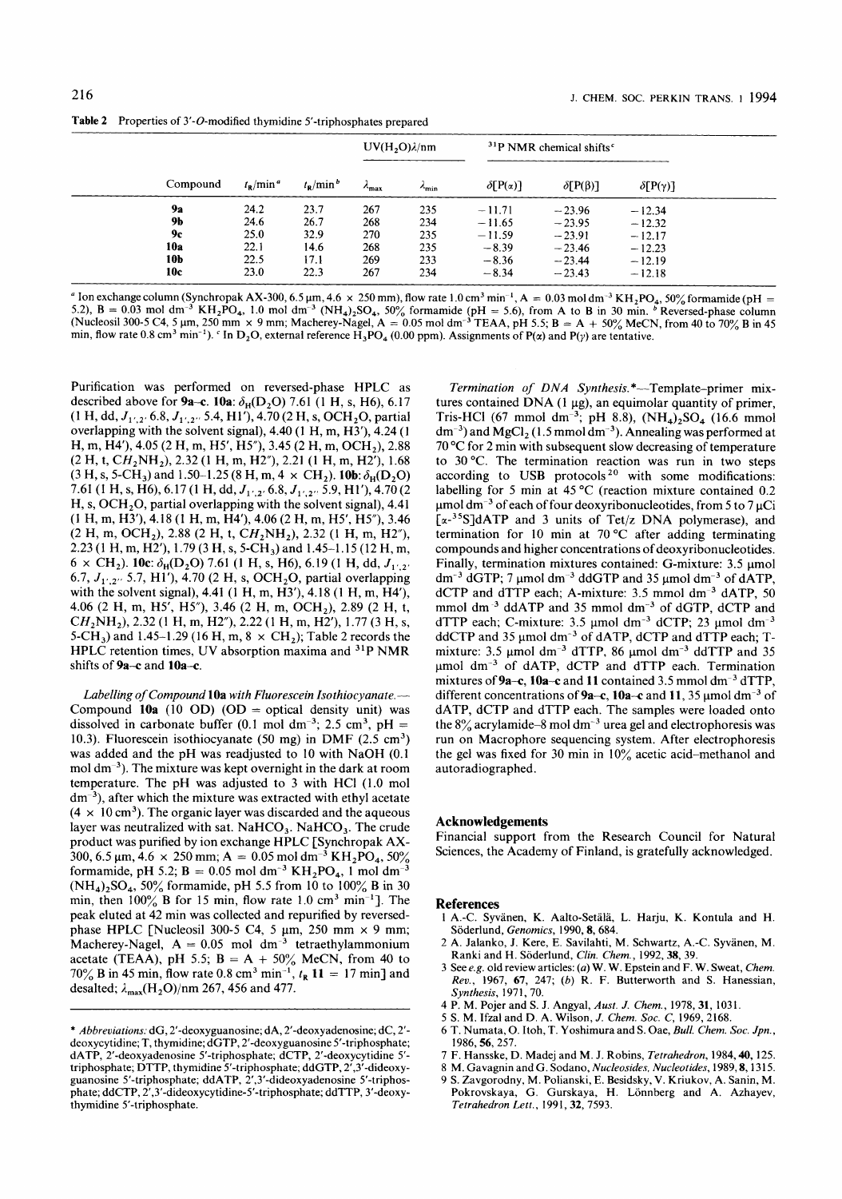**Table 2** Properties of 3′-*O*-modified thymidine 5′-triphosphates prepared

| Compound | $t_R$/min[a] | $t_R$/min[b] | UV($H_2O$)λ/nm | | [31]P NMR chemical shifts[c] | | |
|---|---|---|---|---|---|---|---|
| | | | $\lambda_{max}$ | $\lambda_{min}$ | δ[P(α)] | δ[P(β)] | δ[P(γ)] |
| **9a** | 24.2 | 23.7 | 267 | 235 | −11.71 | −23.96 | −12.34 |
| **9b** | 24.6 | 26.7 | 268 | 234 | −11.65 | −23.95 | −12.32 |
| **9c** | 25.0 | 32.9 | 270 | 235 | −11.59 | −23.91 | −12.17 |
| **10a** | 22.1 | 14.6 | 268 | 235 | −8.39 | −23.46 | −12.23 |
| **10b** | 22.5 | 17.1 | 269 | 233 | −8.36 | −23.44 | −12.19 |
| **10c** | 23.0 | 22.3 | 267 | 234 | −8.34 | −23.43 | −12.18 |

[a] Ion exchange column (Synchropak AX-300, 6.5 μm, 4.6 × 250 mm), flow rate 1.0 cm$^3$ min$^{-1}$, A = 0.03 mol dm$^{-3}$ $KH_2PO_4$, 50% formamide (pH = 5.2), B = 0.03 mol dm$^{-3}$ $KH_2PO_4$, 1.0 mol dm$^{-3}$ $(NH_4)_2SO_4$, 50% formamide (pH = 5.6), from A to B in 30 min. [b] Reversed-phase column (Nucleosil 300-5 C4, 5 μm, 250 mm × 9 mm; Macherey-Nagel, A = 0.05 mol dm$^{-3}$ TEAA, pH 5.5; B = A + 50% MeCN, from 40 to 70% B in 45 min, flow rate 0.8 cm$^3$ min$^{-1}$). [c] In $D_2O$, external reference $H_3PO_4$ (0.00 ppm). Assignments of P(α) and P(γ) are tentative.

Purification was performed on reversed-phase HPLC as described above for **9a–c**. **10a**: $\delta_H$($D_2O$) 7.61 (1 H, s, H6), 6.17 (1 H, dd, $J_{1',2'}$ 6.8, $J_{1',2''}$ 5.4, H1′), 4.70 (2 H, s, $OCH_2O$, partial overlapping with the solvent signal), 4.40 (1 H, m, H3′), 4.24 (1 H, m, H4′), 4.05 (2 H, m, H5′, H5″), 3.45 (2 H, m, $OCH_2$), 2.88 (2 H, t, $CH_2NH_2$), 2.32 (1 H, m, H2″), 2.21 (1 H, m, H2′), 1.68 (3 H, s, 5-$CH_3$) and 1.50–1.25 (8 H, m, 4 × $CH_2$). **10b**: $\delta_H$($D_2O$) 7.61 (1 H, s, H6), 6.17 (1 H, dd, $J_{1',2'}$ 6.8, $J_{1',2''}$ 5.9, H1′), 4.70 (2 H, s, $OCH_2O$, partial overlapping with the solvent signal), 4.41 (1 H, m, H3′), 4.18 (1 H, m, H4′), 4.06 (2 H, m, H5′, H5″), 3.46 (2 H, m, $OCH_2$), 2.88 (2 H, t, $CH_2NH_2$), 2.32 (1 H, m, H2″), 2.23 (1 H, m, H2′), 1.79 (3 H, s, 5-$CH_3$) and 1.45–1.15 (12 H, m, 6 × $CH_2$). **10c**: $\delta_H$($D_2O$) 7.61 (1 H, s, H6), 6.19 (1 H, dd, $J_{1',2'}$ 6.7, $J_{1',2''}$ 5.7, H1′), 4.70 (2 H, s, $OCH_2O$, partial overlapping with the solvent signal), 4.41 (1 H, m, H3′), 4.18 (1 H, m, H4′), 4.06 (2 H, m, H5′, H5″), 3.46 (2 H, m, $OCH_2$), 2.89 (2 H, t, $CH_2NH_2$), 2.32 (1 H, m, H2″), 2.22 (1 H, m, H2′), 1.77 (3 H, s, 5-$CH_3$) and 1.45–1.29 (16 H, m, 8 × $CH_2$); Table 2 records the HPLC retention times, UV absorption maxima and [31]P NMR shifts of **9a–c** and **10a–c**.

*Labelling of Compound* **10a** *with Fluorescein Isothiocyanate.*— Compound **10a** (10 OD) (OD = optical density unit) was dissolved in carbonate buffer (0.1 mol dm$^{-3}$; 2.5 cm$^3$, pH = 10.3). Fluorescein isothiocyanate (50 mg) in DMF (2.5 cm$^3$) was added and the pH was readjusted to 10 with NaOH (0.1 mol dm$^{-3}$). The mixture was kept overnight in the dark at room temperature. The pH was adjusted to 3 with HCl (1.0 mol dm$^{-3}$), after which the mixture was extracted with ethyl acetate (4 × 10 cm$^3$). The organic layer was discarded and the aqueous layer was neutralized with sat. $NaHCO_3$. $NaHCO_3$. The crude product was purified by ion exchange HPLC [Synchropak AX-300, 6.5 μm, 4.6 × 250 mm; A = 0.05 mol dm$^{-3}$ $KH_2PO_4$, 50% formamide, pH 5.2; B = 0.05 mol dm$^{-3}$ $KH_2PO_4$, 1 mol dm$^{-3}$ $(NH_4)_2SO_4$, 50% formamide, pH 5.5 from 10 to 100% B in 30 min, then 100% B for 15 min, flow rate 1.0 cm$^3$ min$^{-1}$]. The peak eluted at 42 min was collected and repurified by reversed-phase HPLC [Nucleosil 300-5 C4, 5 μm, 250 mm × 9 mm; Macherey-Nagel, A = 0.05 mol dm$^{-3}$ tetraethylammonium acetate (TEAA), pH 5.5; B = A + 50% MeCN, from 40 to 70% B in 45 min, flow rate 0.8 cm$^3$ min$^{-1}$, $t_R$ **11** = 17 min] and desalted; $\lambda_{max}$($H_2O$)/nm 267, 456 and 477.

*Termination of DNA Synthesis.*\*—Template-primer mixtures contained DNA (1 μg), an equimolar quantity of primer, Tris-HCl (67 mmol dm$^{-3}$; pH 8.8), $(NH_4)_2SO_4$ (16.6 mmol dm$^{-3}$) and $MgCl_2$ (1.5 mmol dm$^{-3}$). Annealing was performed at 70 °C for 2 min with subsequent slow decreasing of temperature to 30 °C. The termination reaction was run in two steps according to USB protocols[20] with some modifications: labelling for 5 min at 45 °C (reaction mixture contained 0.2 μmol dm$^{-3}$ of each of four deoxyribonucleotides, from 5 to 7 μCi [α-$^{35}$S]dATP and 3 units of Tet/z DNA polymerase), and termination for 10 min at 70 °C after adding terminating compounds and higher concentrations of deoxyribonucleotides. Finally, termination mixtures contained: G-mixture: 3.5 μmol dm$^{-3}$ dGTP; 7 μmol dm$^{-3}$ ddGTP and 35 μmol dm$^{-3}$ of dATP, dCTP and dTTP each; A-mixture: 3.5 mmol dm$^{-3}$ dATP, 50 mmol dm$^{-3}$ ddATP and 35 mmol dm$^{-3}$ of dGTP, dCTP and dTTP each; C-mixture: 3.5 μmol dm$^{-3}$ dCTP; 23 μmol dm$^{-3}$ ddCTP and 35 μmol dm$^{-3}$ of dATP, dCTP and dTTP each; T-mixture: 3.5 μmol dm$^{-3}$ dTTP, 86 μmol dm$^{-3}$ ddTTP and 35 μmol dm$^{-3}$ of dATP, dCTP and dTTP each. Termination mixtures of **9a–c**, **10a–c** and **11** contained 3.5 mmol dm$^{-3}$ dTTP, different concentrations of **9a–c**, **10a–c** and **11**, 35 μmol dm$^{-3}$ of dATP, dCTP and dTTP each. The samples were loaded onto the 8% acrylamide–8 mol dm$^{-3}$ urea gel and electrophoresis was run on Macrophore sequencing system. After electrophoresis the gel was fixed for 30 min in 10% acetic acid–methanol and autoradiographed.

## Acknowledgements

Financial support from the Research Council for Natural Sciences, the Academy of Finland, is gratefully acknowledged.

## References

1. A.-C. Syvänen, K. Aalto-Setälä, L. Harju, K. Kontula and H. Söderlund, *Genomics*, 1990, **8**, 684.
2. A. Jalanko, J. Kere, E. Savilahti, M. Schwartz, A.-C. Syvänen, M. Ranki and H. Söderlund, *Clin. Chem.*, 1992, **38**, 39.
3. See *e.g.* old review articles: (*a*) W. W. Epstein and F. W. Sweat, *Chem. Rev.*, 1967, **67**, 247; (*b*) R. F. Butterworth and S. Hanessian, *Synthesis*, 1971, 70.
4. P. M. Pojer and S. J. Angyal, *Aust. J. Chem.*, 1978, **31**, 1031.
5. S. M. Ifzal and D. A. Wilson, *J. Chem. Soc. C*, 1969, 2168.
6. T. Numata, O. Itoh, T. Yoshimura and S. Oae, *Bull. Chem. Soc. Jpn.*, 1986, **56**, 257.
7. F. Hansske, D. Madej and M. J. Robins, *Tetrahedron*, 1984, **40**, 125.
8. M. Gavagnin and G. Sodano, *Nucleosides, Nucleotides*, 1989, **8**, 1315.
9. S. Zavgorodny, M. Polianski, E. Besidsky, V. Kriukov, A. Sanin, M. Pokrovskaya, G. Gurskaya, H. Lönnberg and A. Azhayev, *Tetrahedron Lett.*, 1991, **32**, 7593.

\* *Abbreviations:* dG, 2′-deoxyguanosine; dA, 2′-deoxyadenosine; dC, 2′-deoxycytidine; T, thymidine; dGTP, 2′-deoxyguanosine 5′-triphosphate; dATP, 2′-deoxyadenosine 5′-triphosphate; dCTP, 2′-deoxycytidine 5′-triphosphate; DTTP, thymidine 5′-triphosphate; ddGTP, 2′,3′-dideoxyguanosine 5′-triphosphate; ddATP, 2′,3′-dideoxyadenosine 5′-triphosphate; ddCTP, 2′,3′-dideoxycytidine-5′-triphosphate; ddTTP, 3′-deoxythymidine 5′-triphosphate.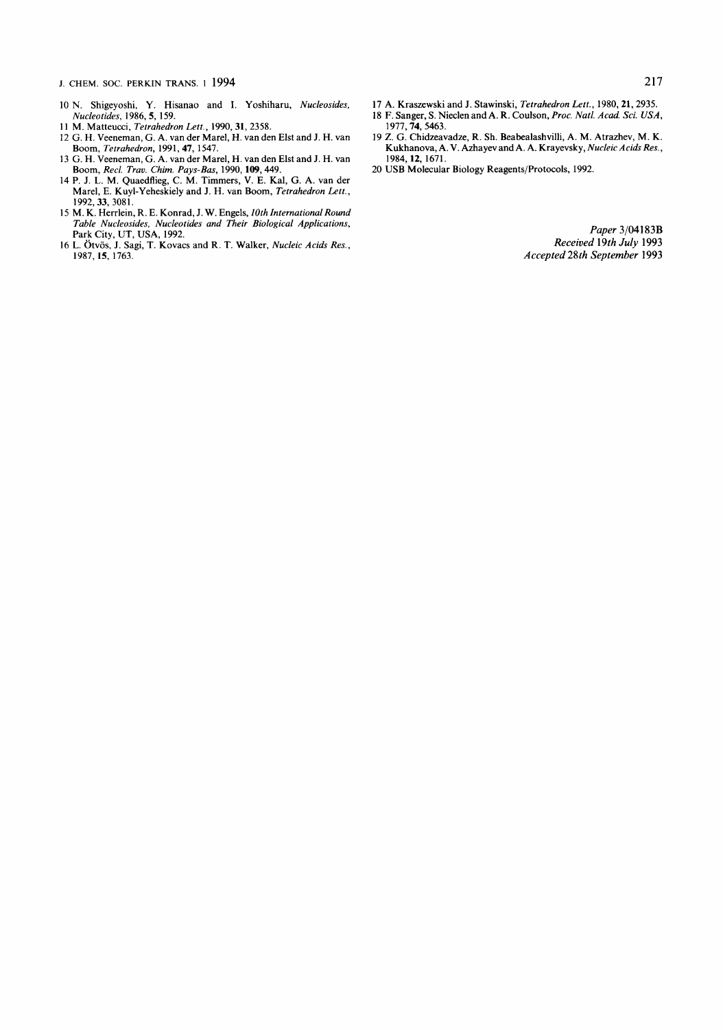10 N. Shigeyoshi, Y. Hisanao and I. Yoshiharu, *Nucleosides, Nucleotides*, 1986, **5**, 159.

11 M. Matteucci, *Tetrahedron Lett.*, 1990, **31**, 2358.

12 G. H. Veeneman, G. A. van der Marel, H. van den Elst and J. H. van Boom, *Tetrahedron*, 1991, **47**, 1547.

13 G. H. Veeneman, G. A. van der Marel, H. van den Elst and J. H. van Boom, *Recl. Trav. Chim. Pays-Bas*, 1990, **109**, 449.

14 P. J. L. M. Quaedflieg, C. M. Timmers, V. E. Kal, G. A. van der Marel, E. Kuyl-Yeheskiely and J. H. van Boom, *Tetrahedron Lett.*, 1992, **33**, 3081.

15 M. K. Herrlein, R. E. Konrad, J. W. Engels, *10th International Round Table Nucleosides, Nucleotides and Their Biological Applications*, Park City, UT, USA, 1992.

16 L. Ötvös, J. Sagi, T. Kovacs and R. T. Walker, *Nucleic Acids Res.*, 1987, **15**, 1763.

17 A. Kraszewski and J. Stawinski, *Tetrahedron Lett.*, 1980, **21**, 2935.

18 F. Sanger, S. Nieclen and A. R. Coulson, *Proc. Natl. Acad. Sci. USA*, 1977, **74**, 5463.

19 Z. G. Chidzeavadze, R. Sh. Beabealashvilli, A. M. Atrazhev, M. K. Kukhanova, A. V. Azhayev and A. A. Krayevsky, *Nucleic Acids Res.*, 1984, **12**, 1671.

20 USB Molecular Biology Reagents/Protocols, 1992.

*Paper* 3/04183B
*Received* 19*th July* 1993
*Accepted* 28*th September* 1993